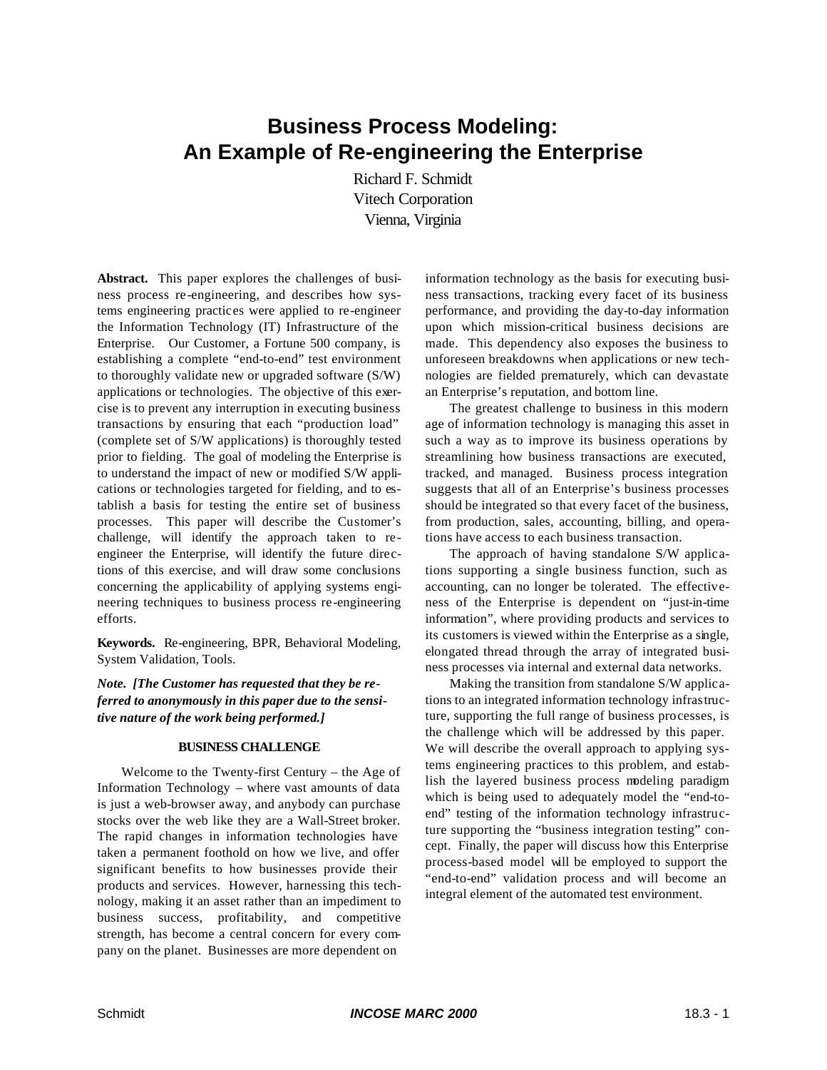# Business Process Modeling: An Example of Re-engineering the Enterprise

Richard F. Schmidt
Vitech Corporation
Vienna, Virginia

**Abstract.** This paper explores the challenges of business process re-engineering, and describes how systems engineering practices were applied to re-engineer the Information Technology (IT) Infrastructure of the Enterprise. Our Customer, a Fortune 500 company, is establishing a complete "end-to-end" test environment to thoroughly validate new or upgraded software (S/W) applications or technologies. The objective of this exercise is to prevent any interruption in executing business transactions by ensuring that each "production load" (complete set of S/W applications) is thoroughly tested prior to fielding. The goal of modeling the Enterprise is to understand the impact of new or modified S/W applications or technologies targeted for fielding, and to establish a basis for testing the entire set of business processes. This paper will describe the Customer's challenge, will identify the approach taken to re-engineer the Enterprise, will identify the future directions of this exercise, and will draw some conclusions concerning the applicability of applying systems engineering techniques to business process re-engineering efforts.

**Keywords.** Re-engineering, BPR, Behavioral Modeling, System Validation, Tools.

***Note. [The Customer has requested that they be referred to anonymously in this paper due to the sensitive nature of the work being performed.]***

## BUSINESS CHALLENGE

Welcome to the Twenty-first Century – the Age of Information Technology – where vast amounts of data is just a web-browser away, and anybody can purchase stocks over the web like they are a Wall-Street broker. The rapid changes in information technologies have taken a permanent foothold on how we live, and offer significant benefits to how businesses provide their products and services. However, harnessing this technology, making it an asset rather than an impediment to business success, profitability, and competitive strength, has become a central concern for every company on the planet. Businesses are more dependent on information technology as the basis for executing business transactions, tracking every facet of its business performance, and providing the day-to-day information upon which mission-critical business decisions are made. This dependency also exposes the business to unforeseen breakdowns when applications or new technologies are fielded prematurely, which can devastate an Enterprise's reputation, and bottom line.

The greatest challenge to business in this modern age of information technology is managing this asset in such a way as to improve its business operations by streamlining how business transactions are executed, tracked, and managed. Business process integration suggests that all of an Enterprise's business processes should be integrated so that every facet of the business, from production, sales, accounting, billing, and operations have access to each business transaction.

The approach of having standalone S/W applications supporting a single business function, such as accounting, can no longer be tolerated. The effectiveness of the Enterprise is dependent on "just-in-time information", where providing products and services to its customers is viewed within the Enterprise as a single, elongated thread through the array of integrated business processes via internal and external data networks.

Making the transition from standalone S/W applications to an integrated information technology infrastructure, supporting the full range of business processes, is the challenge which will be addressed by this paper. We will describe the overall approach to applying systems engineering practices to this problem, and establish the layered business process modeling paradigm which is being used to adequately model the "end-to-end" testing of the information technology infrastructure supporting the "business integration testing" concept. Finally, the paper will discuss how this Enterprise process-based model will be employed to support the "end-to-end" validation process and will become an integral element of the automated test environment.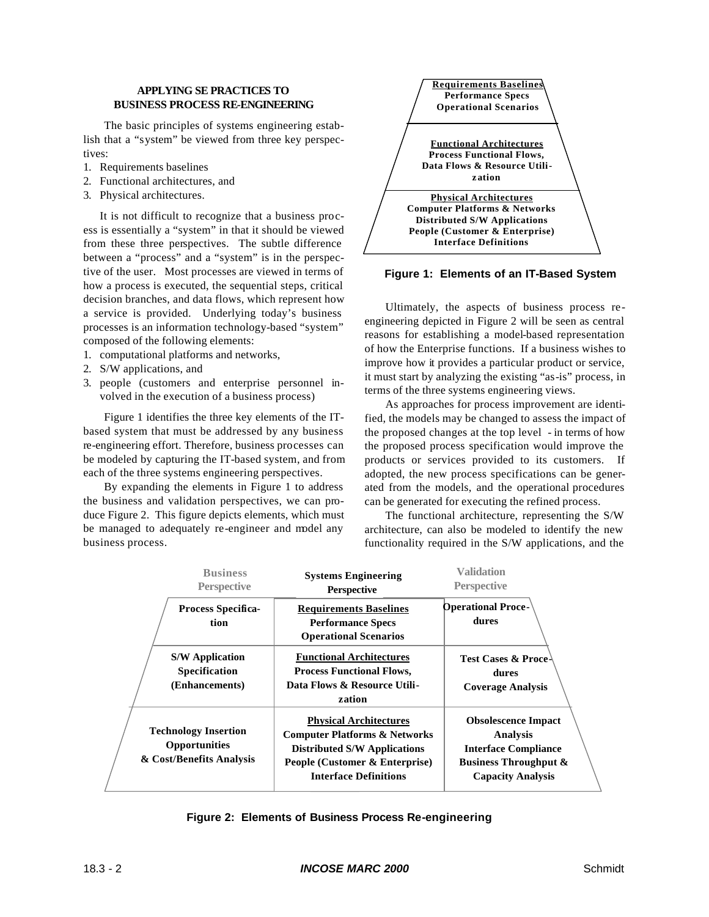## APPLYING SE PRACTICES TO BUSINESS PROCESS RE-ENGINEERING

The basic principles of systems engineering establish that a "system" be viewed from three key perspectives:

1. Requirements baselines
2. Functional architectures, and
3. Physical architectures.

It is not difficult to recognize that a business process is essentially a "system" in that it should be viewed from these three perspectives. The subtle difference between a "process" and a "system" is in the perspective of the user. Most processes are viewed in terms of how a process is executed, the sequential steps, critical decision branches, and data flows, which represent how a service is provided. Underlying today's business processes is an information technology-based "system" composed of the following elements:

1. computational platforms and networks,
2. S/W applications, and
3. people (customers and enterprise personnel involved in the execution of a business process)

Figure 1 identifies the three key elements of the IT-based system that must be addressed by any business re-engineering effort. Therefore, business processes can be modeled by capturing the IT-based system, and from each of the three systems engineering perspectives.

By expanding the elements in Figure 1 to address the business and validation perspectives, we can produce Figure 2. This figure depicts elements, which must be managed to adequately re-engineer and model any business process.

| Elements of an IT-Based System |
| --- |
| **Requirements Baselines**<br>Performance Specs<br>Operational Scenarios |
| **Functional Architectures**<br>Process Functional Flows,<br>Data Flows & Resource Utilization |
| **Physical Architectures**<br>Computer Platforms & Networks<br>Distributed S/W Applications<br>People (Customer & Enterprise)<br>Interface Definitions |

**Figure 1: Elements of an IT-Based System**

Ultimately, the aspects of business process re-engineering depicted in Figure 2 will be seen as central reasons for establishing a model-based representation of how the Enterprise functions. If a business wishes to improve how it provides a particular product or service, it must start by analyzing the existing "as-is" process, in terms of the three systems engineering views.

As approaches for process improvement are identified, the models may be changed to assess the impact of the proposed changes at the top level - in terms of how the proposed process specification would improve the products or services provided to its customers. If adopted, the new process specifications can be generated from the models, and the operational procedures can be generated for executing the refined process.

The functional architecture, representing the S/W architecture, can also be modeled to identify the new functionality required in the S/W applications, and the

| Business Perspective | Systems Engineering Perspective | Validation Perspective |
| --- | --- | --- |
| Process Specification | **Requirements Baselines**<br>Performance Specs<br>Operational Scenarios | Operational Procedures |
| S/W Application Specification (Enhancements) | **Functional Architectures**<br>Process Functional Flows,<br>Data Flows & Resource Utilization | Test Cases & Procedures<br>Coverage Analysis |
| Technology Insertion Opportunities & Cost/Benefits Analysis | **Physical Architectures**<br>Computer Platforms & Networks<br>Distributed S/W Applications<br>People (Customer & Enterprise)<br>Interface Definitions | Obsolescence Impact Analysis<br>Interface Compliance<br>Business Throughput & Capacity Analysis |

**Figure 2: Elements of Business Process Re-engineering**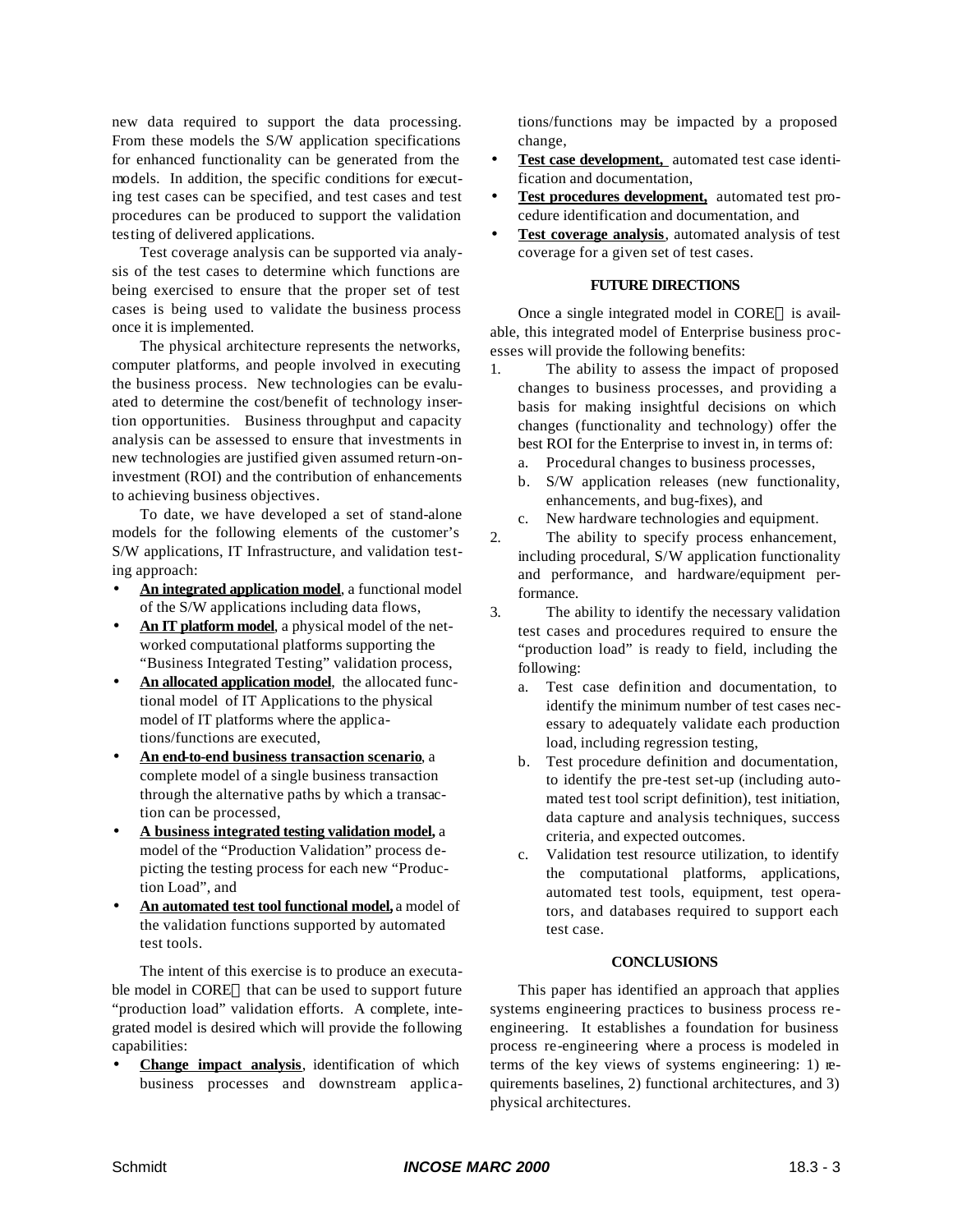new data required to support the data processing. From these models the S/W application specifications for enhanced functionality can be generated from the models. In addition, the specific conditions for executing test cases can be specified, and test cases and test procedures can be produced to support the validation testing of delivered applications.

Test coverage analysis can be supported via analysis of the test cases to determine which functions are being exercised to ensure that the proper set of test cases is being used to validate the business process once it is implemented.

The physical architecture represents the networks, computer platforms, and people involved in executing the business process. New technologies can be evaluated to determine the cost/benefit of technology insertion opportunities. Business throughput and capacity analysis can be assessed to ensure that investments in new technologies are justified given assumed return-on-investment (ROI) and the contribution of enhancements to achieving business objectives.

To date, we have developed a set of stand-alone models for the following elements of the customer's S/W applications, IT Infrastructure, and validation testing approach:

- **An integrated application model**, a functional model of the S/W applications including data flows,
- **An IT platform model**, a physical model of the networked computational platforms supporting the "Business Integrated Testing" validation process,
- **An allocated application model**, the allocated functional model of IT Applications to the physical model of IT platforms where the applications/functions are executed,
- **An end-to-end business transaction scenario**, a complete model of a single business transaction through the alternative paths by which a transaction can be processed,
- **A business integrated testing validation model,** a model of the "Production Validation" process depicting the testing process for each new "Production Load", and
- **An automated test tool functional model,** a model of the validation functions supported by automated test tools.

The intent of this exercise is to produce an executable model in CORE that can be used to support future "production load" validation efforts. A complete, integrated model is desired which will provide the following capabilities:

- **Change impact analysis**, identification of which business processes and downstream applications/functions may be impacted by a proposed change,
- **Test case development,** automated test case identification and documentation,
- **Test procedures development,** automated test procedure identification and documentation, and
- **Test coverage analysis**, automated analysis of test coverage for a given set of test cases.

## FUTURE DIRECTIONS

Once a single integrated model in CORE is available, this integrated model of Enterprise business processes will provide the following benefits:

1. The ability to assess the impact of proposed changes to business processes, and providing a basis for making insightful decisions on which changes (functionality and technology) offer the best ROI for the Enterprise to invest in, in terms of:
   a. Procedural changes to business processes,
   b. S/W application releases (new functionality, enhancements, and bug-fixes), and
   c. New hardware technologies and equipment.
2. The ability to specify process enhancement, including procedural, S/W application functionality and performance, and hardware/equipment performance.
3. The ability to identify the necessary validation test cases and procedures required to ensure the "production load" is ready to field, including the following:
   a. Test case definition and documentation, to identify the minimum number of test cases necessary to adequately validate each production load, including regression testing,
   b. Test procedure definition and documentation, to identify the pre-test set-up (including automated test tool script definition), test initiation, data capture and analysis techniques, success criteria, and expected outcomes.
   c. Validation test resource utilization, to identify the computational platforms, applications, automated test tools, equipment, test operators, and databases required to support each test case.

## CONCLUSIONS

This paper has identified an approach that applies systems engineering practices to business process re-engineering. It establishes a foundation for business process re-engineering where a process is modeled in terms of the key views of systems engineering: 1) requirements baselines, 2) functional architectures, and 3) physical architectures.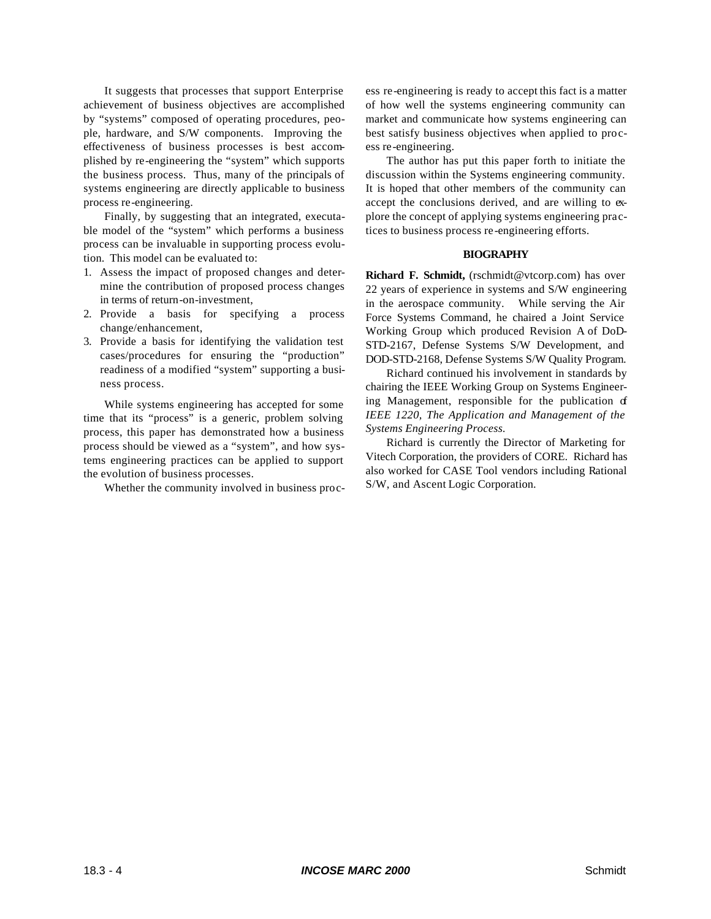It suggests that processes that support Enterprise achievement of business objectives are accomplished by "systems" composed of operating procedures, people, hardware, and S/W components. Improving the effectiveness of business processes is best accomplished by re-engineering the "system" which supports the business process. Thus, many of the principals of systems engineering are directly applicable to business process re-engineering.

Finally, by suggesting that an integrated, executable model of the "system" which performs a business process can be invaluable in supporting process evolution. This model can be evaluated to:

1. Assess the impact of proposed changes and determine the contribution of proposed process changes in terms of return-on-investment,
2. Provide a basis for specifying a process change/enhancement,
3. Provide a basis for identifying the validation test cases/procedures for ensuring the "production" readiness of a modified "system" supporting a business process.

While systems engineering has accepted for some time that its "process" is a generic, problem solving process, this paper has demonstrated how a business process should be viewed as a "system", and how systems engineering practices can be applied to support the evolution of business processes.

Whether the community involved in business process re-engineering is ready to accept this fact is a matter of how well the systems engineering community can market and communicate how systems engineering can best satisfy business objectives when applied to process re-engineering.

The author has put this paper forth to initiate the discussion within the Systems engineering community. It is hoped that other members of the community can accept the conclusions derived, and are willing to explore the concept of applying systems engineering practices to business process re-engineering efforts.

## BIOGRAPHY

**Richard F. Schmidt,** (rschmidt@vtcorp.com) has over 22 years of experience in systems and S/W engineering in the aerospace community. While serving the Air Force Systems Command, he chaired a Joint Service Working Group which produced Revision A of DoD-STD-2167, Defense Systems S/W Development, and DOD-STD-2168, Defense Systems S/W Quality Program.

Richard continued his involvement in standards by chairing the IEEE Working Group on Systems Engineering Management, responsible for the publication of *IEEE 1220, The Application and Management of the Systems Engineering Process.*

Richard is currently the Director of Marketing for Vitech Corporation, the providers of CORE. Richard has also worked for CASE Tool vendors including Rational S/W, and Ascent Logic Corporation.